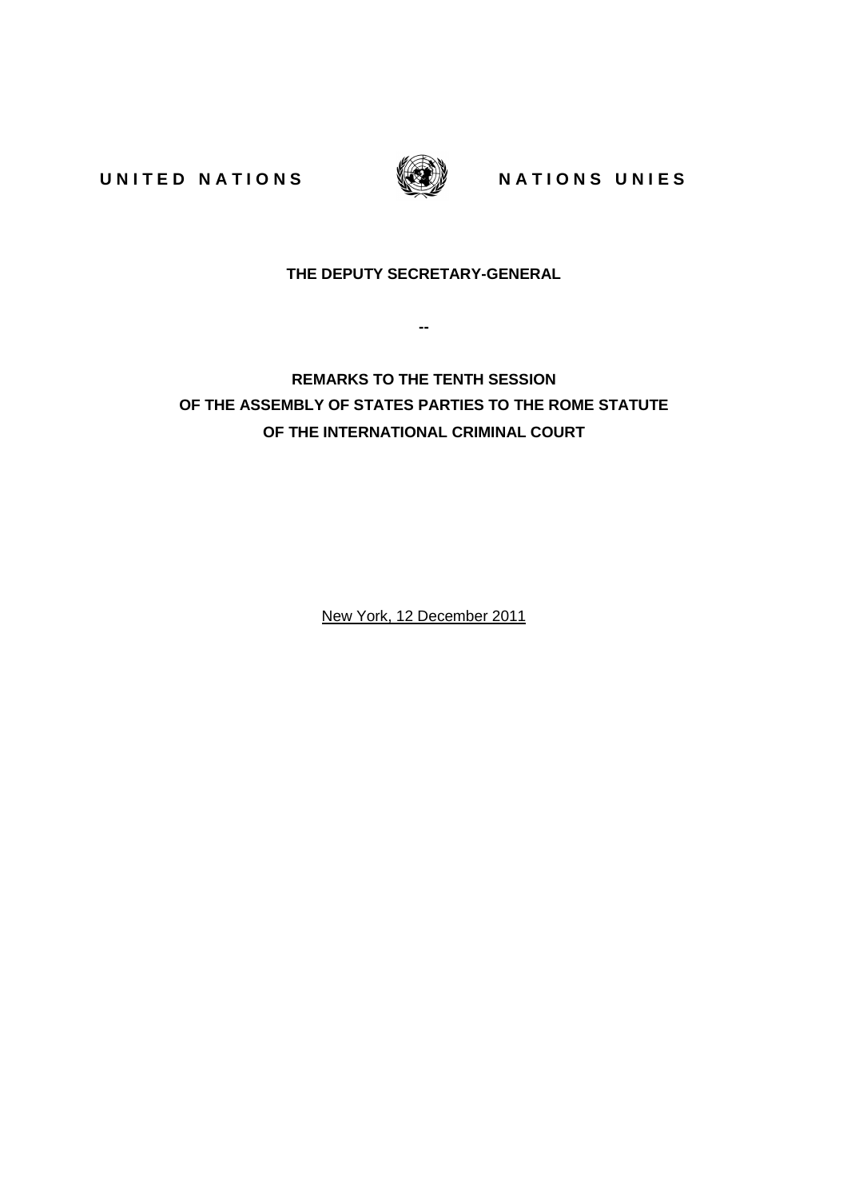UNITED NATIONS　　NATIONS UNIES

**THE DEPUTY SECRETARY-GENERAL**

--

# REMARKS TO THE TENTH SESSION OF THE ASSEMBLY OF STATES PARTIES TO THE ROME STATUTE OF THE INTERNATIONAL CRIMINAL COURT

New York, 12 December 2011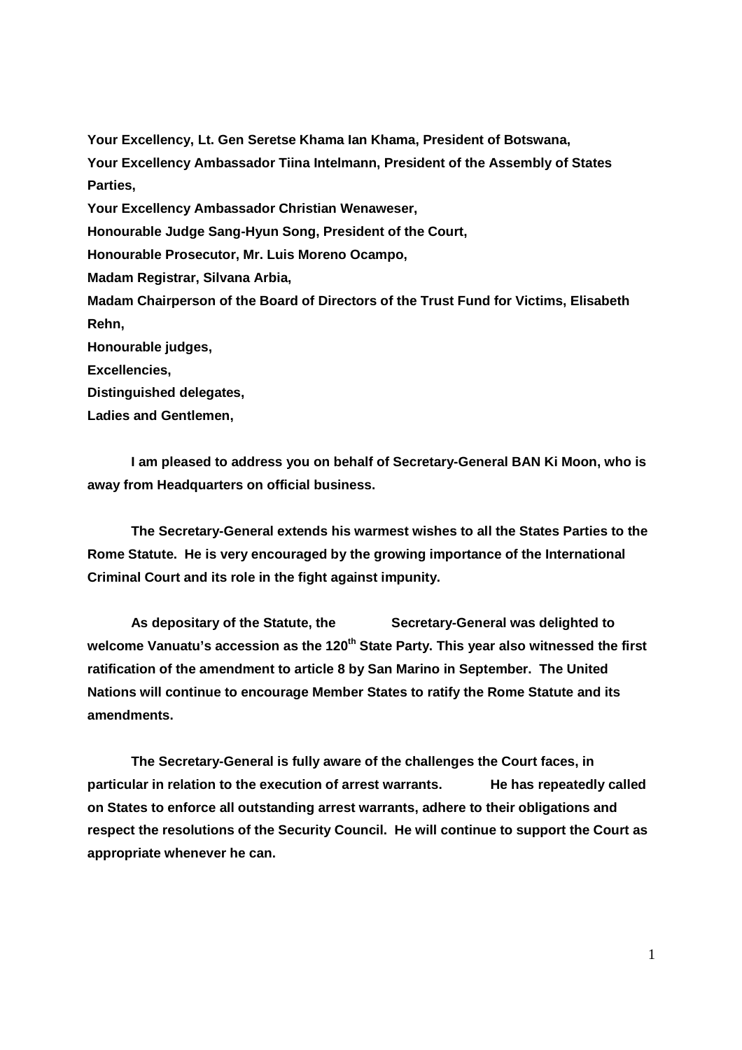**Your Excellency, Lt. Gen Seretse Khama Ian Khama, President of Botswana,**
**Your Excellency Ambassador Tiina Intelmann, President of the Assembly of States Parties,**
**Your Excellency Ambassador Christian Wenaweser,**
**Honourable Judge Sang-Hyun Song, President of the Court,**
**Honourable Prosecutor, Mr. Luis Moreno Ocampo,**
**Madam Registrar, Silvana Arbia,**
**Madam Chairperson of the Board of Directors of the Trust Fund for Victims, Elisabeth Rehn,**
**Honourable judges,**
**Excellencies,**
**Distinguished delegates,**
**Ladies and Gentlemen,**

**I am pleased to address you on behalf of Secretary-General BAN Ki Moon, who is away from Headquarters on official business.**

**The Secretary-General extends his warmest wishes to all the States Parties to the Rome Statute. He is very encouraged by the growing importance of the International Criminal Court and its role in the fight against impunity.**

**As depositary of the Statute, the Secretary-General was delighted to welcome Vanuatu's accession as the 120th State Party. This year also witnessed the first ratification of the amendment to article 8 by San Marino in September. The United Nations will continue to encourage Member States to ratify the Rome Statute and its amendments.**

**The Secretary-General is fully aware of the challenges the Court faces, in particular in relation to the execution of arrest warrants. He has repeatedly called on States to enforce all outstanding arrest warrants, adhere to their obligations and respect the resolutions of the Security Council. He will continue to support the Court as appropriate whenever he can.**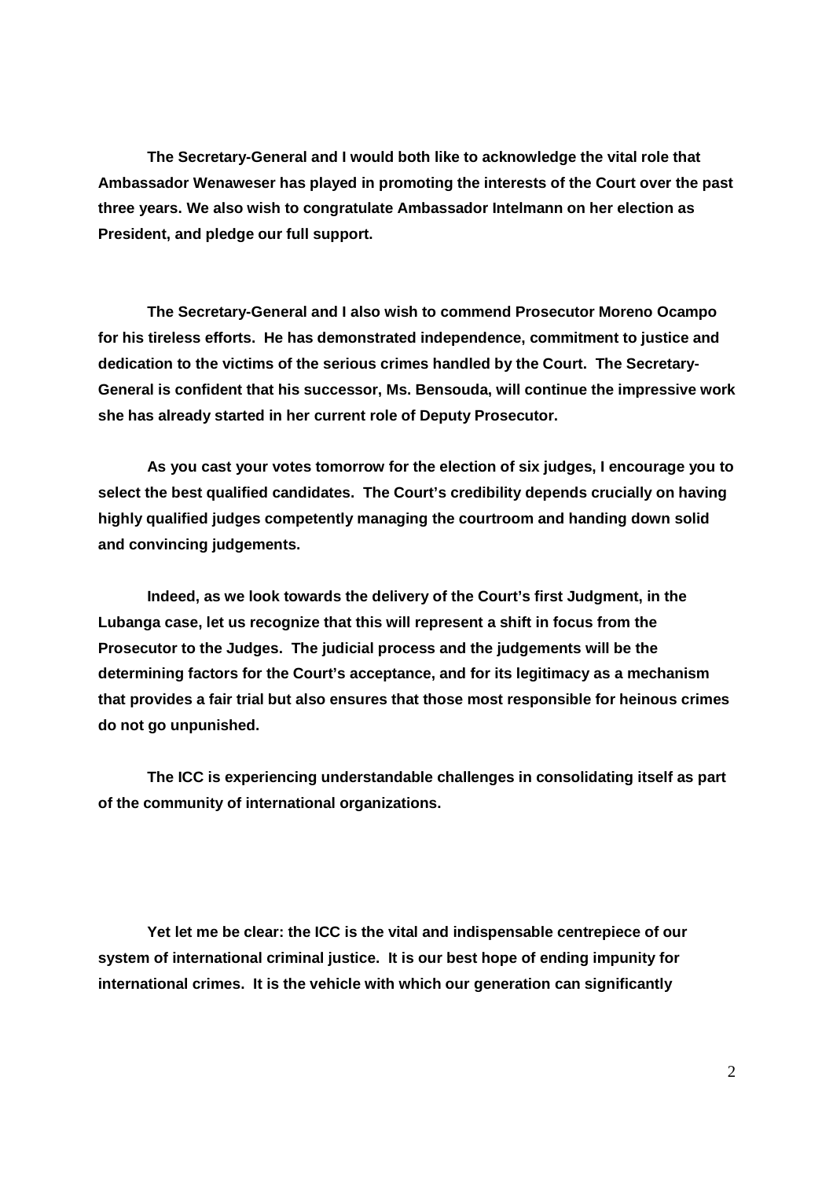**The Secretary-General and I would both like to acknowledge the vital role that Ambassador Wenaweser has played in promoting the interests of the Court over the past three years. We also wish to congratulate Ambassador Intelmann on her election as President, and pledge our full support.**

**The Secretary-General and I also wish to commend Prosecutor Moreno Ocampo for his tireless efforts. He has demonstrated independence, commitment to justice and dedication to the victims of the serious crimes handled by the Court. The Secretary-General is confident that his successor, Ms. Bensouda, will continue the impressive work she has already started in her current role of Deputy Prosecutor.**

**As you cast your votes tomorrow for the election of six judges, I encourage you to select the best qualified candidates. The Court's credibility depends crucially on having highly qualified judges competently managing the courtroom and handing down solid and convincing judgements.**

**Indeed, as we look towards the delivery of the Court's first Judgment, in the Lubanga case, let us recognize that this will represent a shift in focus from the Prosecutor to the Judges. The judicial process and the judgements will be the determining factors for the Court's acceptance, and for its legitimacy as a mechanism that provides a fair trial but also ensures that those most responsible for heinous crimes do not go unpunished.**

**The ICC is experiencing understandable challenges in consolidating itself as part of the community of international organizations.**

**Yet let me be clear: the ICC is the vital and indispensable centrepiece of our system of international criminal justice. It is our best hope of ending impunity for international crimes. It is the vehicle with which our generation can significantly**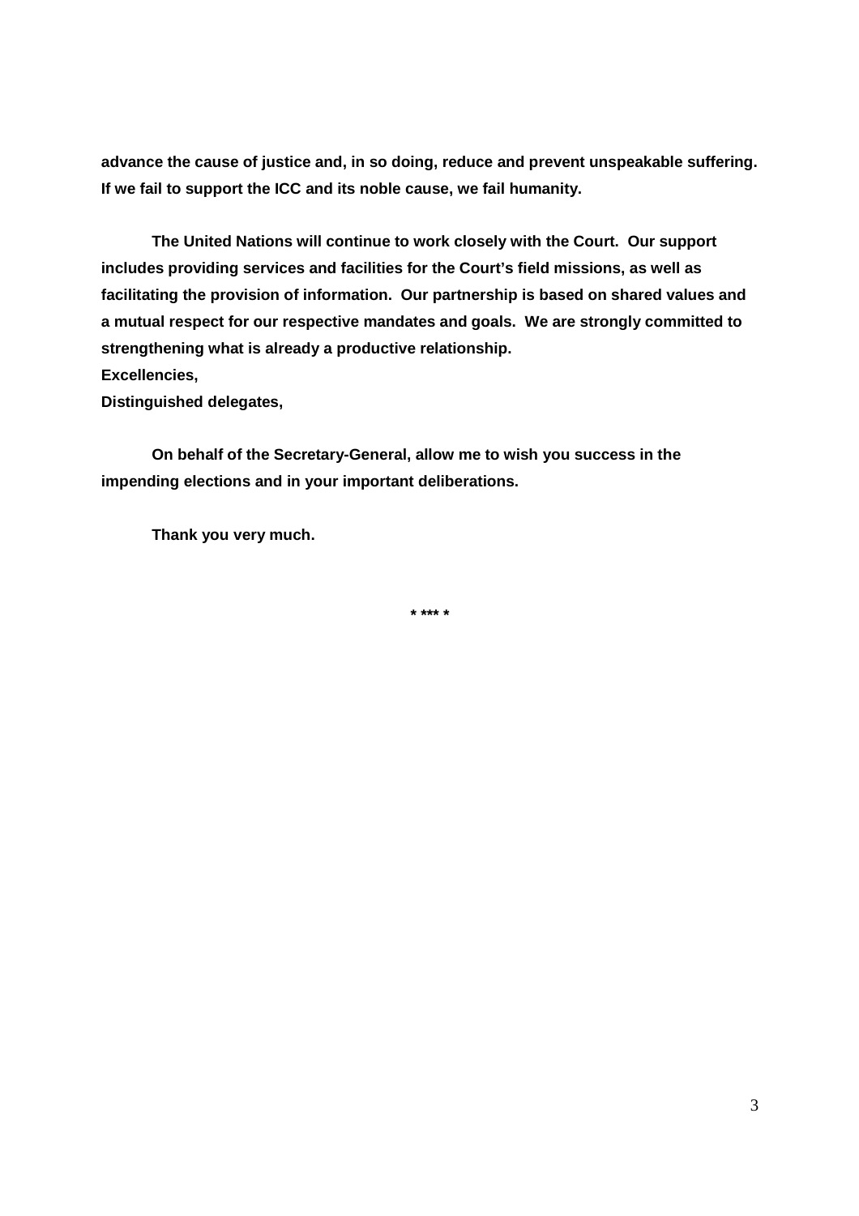**advance the cause of justice and, in so doing, reduce and prevent unspeakable suffering. If we fail to support the ICC and its noble cause, we fail humanity.**

**The United Nations will continue to work closely with the Court. Our support includes providing services and facilities for the Court's field missions, as well as facilitating the provision of information. Our partnership is based on shared values and a mutual respect for our respective mandates and goals. We are strongly committed to strengthening what is already a productive relationship.**

**Excellencies,**
**Distinguished delegates,**

**On behalf of the Secretary-General, allow me to wish you success in the impending elections and in your important deliberations.**

**Thank you very much.**

**\* \*\*\* \***